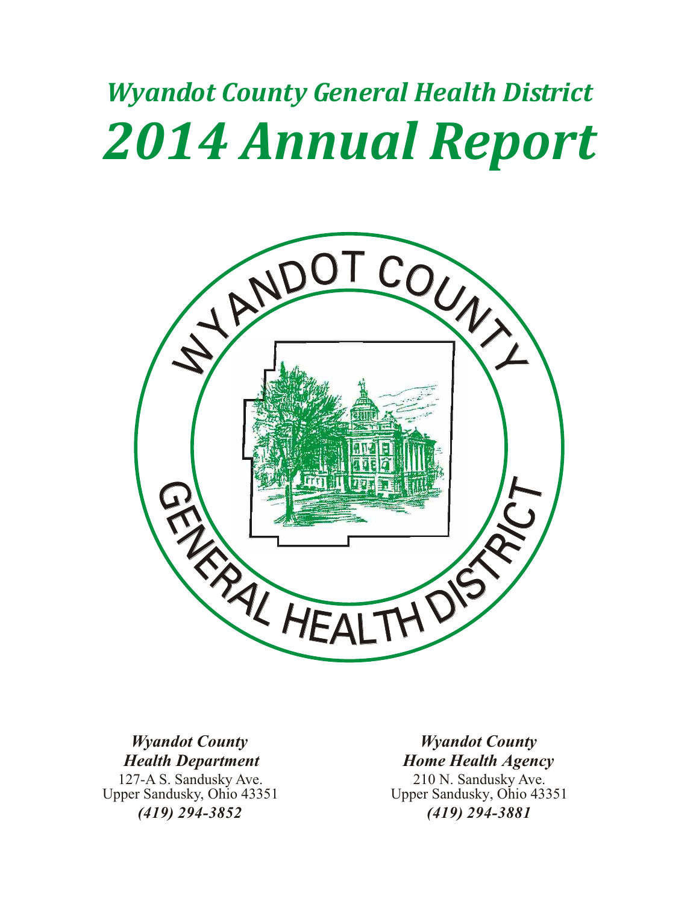# *Wyandot County General Health District*

# *2014 Annual Report*

WYANDOT COUNTY GENERAL HEALTH DISTRICT

***Wyandot County Health Department***
127-A S. Sandusky Ave.
Upper Sandusky, Ohio 43351
***(419) 294-3852***

***Wyandot County Home Health Agency***
210 N. Sandusky Ave.
Upper Sandusky, Ohio 43351
***(419) 294-3881***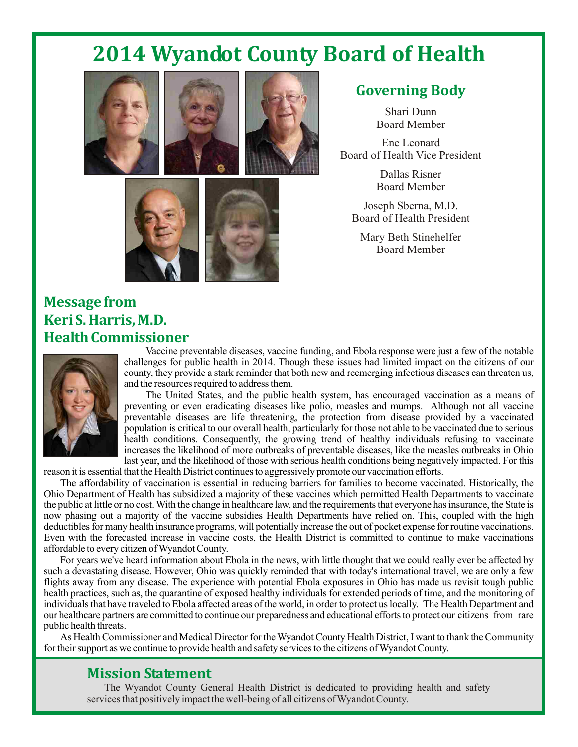# 2014 Wyandot County Board of Health

## Governing Body

Shari Dunn
Board Member

Ene Leonard
Board of Health Vice President

Dallas Risner
Board Member

Joseph Sberna, M.D.
Board of Health President

Mary Beth Stinehelfer
Board Member

## Message from Keri S. Harris, M.D. Health Commissioner

Vaccine preventable diseases, vaccine funding, and Ebola response were just a few of the notable challenges for public health in 2014. Though these issues had limited impact on the citizens of our county, they provide a stark reminder that both new and reemerging infectious diseases can threaten us, and the resources required to address them.

The United States, and the public health system, has encouraged vaccination as a means of preventing or even eradicating diseases like polio, measles and mumps. Although not all vaccine preventable diseases are life threatening, the protection from disease provided by a vaccinated population is critical to our overall health, particularly for those not able to be vaccinated due to serious health conditions. Consequently, the growing trend of healthy individuals refusing to vaccinate increases the likelihood of more outbreaks of preventable diseases, like the measles outbreaks in Ohio last year, and the likelihood of those with serious health conditions being negatively impacted. For this reason it is essential that the Health District continues to aggressively promote our vaccination efforts.

The affordability of vaccination is essential in reducing barriers for families to become vaccinated. Historically, the Ohio Department of Health has subsidized a majority of these vaccines which permitted Health Departments to vaccinate the public at little or no cost. With the change in healthcare law, and the requirements that everyone has insurance, the State is now phasing out a majority of the vaccine subsidies Health Departments have relied on. This, coupled with the high deductibles for many health insurance programs, will potentially increase the out of pocket expense for routine vaccinations. Even with the forecasted increase in vaccine costs, the Health District is committed to continue to make vaccinations affordable to every citizen of Wyandot County.

For years we've heard information about Ebola in the news, with little thought that we could really ever be affected by such a devastating disease. However, Ohio was quickly reminded that with today's international travel, we are only a few flights away from any disease. The experience with potential Ebola exposures in Ohio has made us revisit tough public health practices, such as, the quarantine of exposed healthy individuals for extended periods of time, and the monitoring of individuals that have traveled to Ebola affected areas of the world, in order to protect us locally. The Health Department and our healthcare partners are committed to continue our preparedness and educational efforts to protect our citizens from rare public health threats.

As Health Commissioner and Medical Director for the Wyandot County Health District, I want to thank the Community for their support as we continue to provide health and safety services to the citizens of Wyandot County.

## Mission Statement

The Wyandot County General Health District is dedicated to providing health and safety services that positively impact the well-being of all citizens of Wyandot County.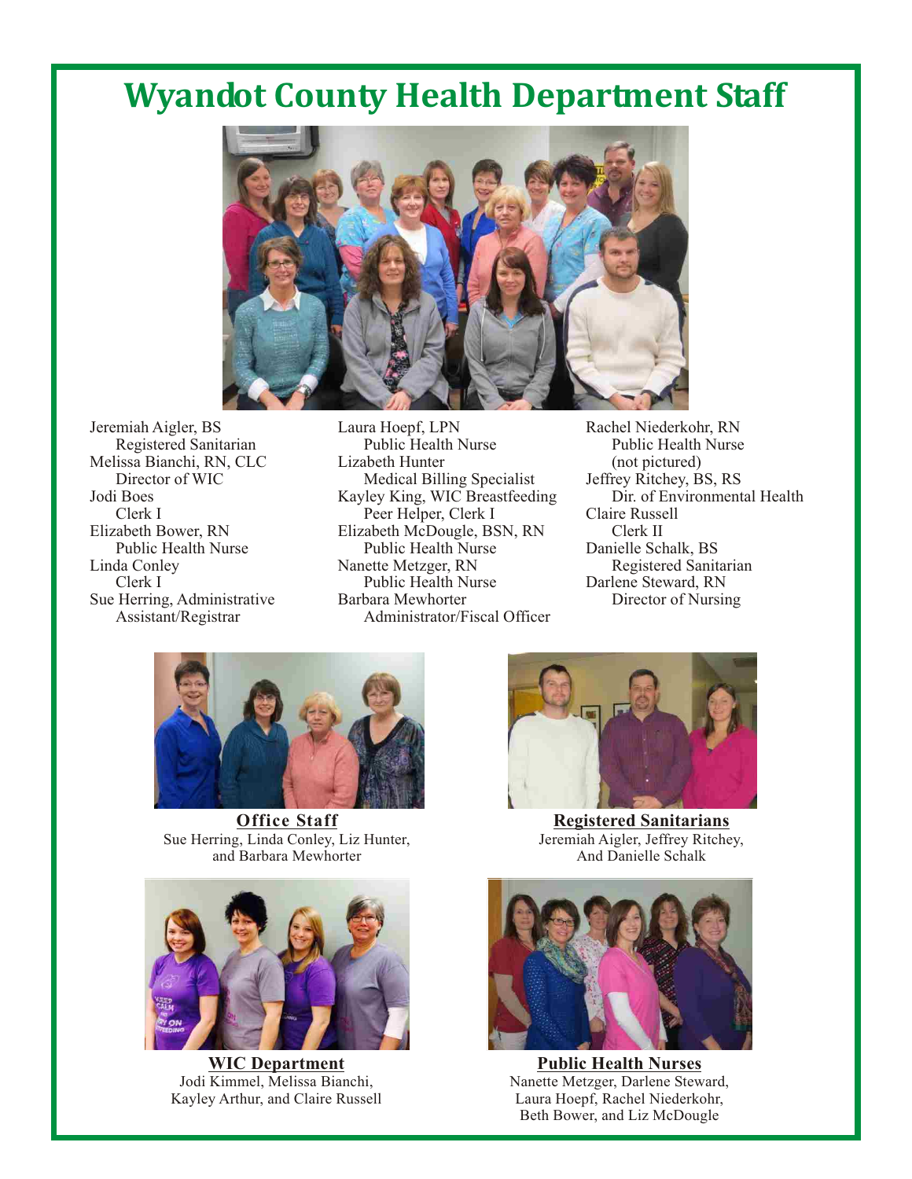# Wyandot County Health Department Staff

Jeremiah Aigler, BS
Registered Sanitarian
Melissa Bianchi, RN, CLC
Director of WIC
Jodi Boes
Clerk I
Elizabeth Bower, RN
Public Health Nurse
Linda Conley
Clerk I
Sue Herring, Administrative Assistant/Registrar

Laura Hoepf, LPN
Public Health Nurse
Lizabeth Hunter
Medical Billing Specialist
Kayley King, WIC Breastfeeding Peer Helper, Clerk I
Elizabeth McDougle, BSN, RN
Public Health Nurse
Nanette Metzger, RN
Public Health Nurse
Barbara Mewhorter
Administrator/Fiscal Officer

Rachel Niederkohr, RN
Public Health Nurse
(not pictured)
Jeffrey Ritchey, BS, RS
Dir. of Environmental Health
Claire Russell
Clerk II
Danielle Schalk, BS
Registered Sanitarian
Darlene Steward, RN
Director of Nursing

**Office Staff**
Sue Herring, Linda Conley, Liz Hunter, and Barbara Mewhorter

**Registered Sanitarians**
Jeremiah Aigler, Jeffrey Ritchey, And Danielle Schalk

**WIC Department**
Jodi Kimmel, Melissa Bianchi, Kayley Arthur, and Claire Russell

**Public Health Nurses**
Nanette Metzger, Darlene Steward, Laura Hoepf, Rachel Niederkohr, Beth Bower, and Liz McDougle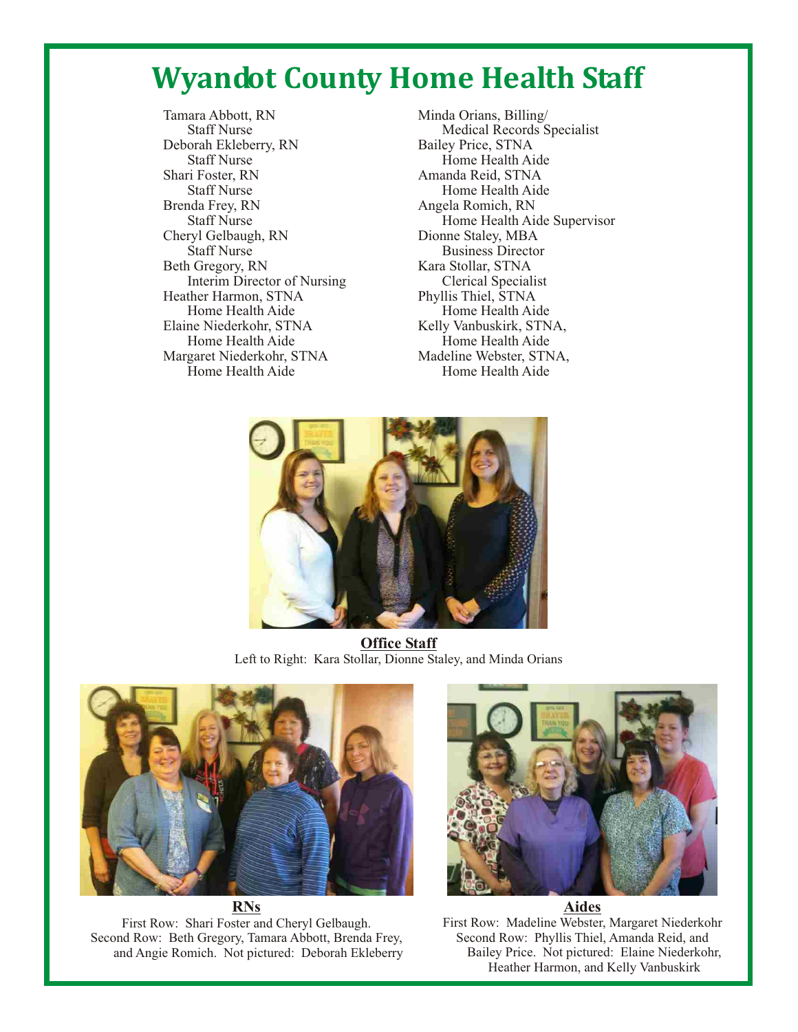# Wyandot County Home Health Staff

Tamara Abbott, RN
Staff Nurse

Deborah Ekleberry, RN
Staff Nurse

Shari Foster, RN
Staff Nurse

Brenda Frey, RN
Staff Nurse

Cheryl Gelbaugh, RN
Staff Nurse

Beth Gregory, RN
Interim Director of Nursing

Heather Harmon, STNA
Home Health Aide

Elaine Niederkohr, STNA
Home Health Aide

Margaret Niederkohr, STNA
Home Health Aide

Minda Orians, Billing/
Medical Records Specialist

Bailey Price, STNA
Home Health Aide

Amanda Reid, STNA
Home Health Aide

Angela Romich, RN
Home Health Aide Supervisor

Dionne Staley, MBA
Business Director

Kara Stollar, STNA
Clerical Specialist

Phyllis Thiel, STNA
Home Health Aide

Kelly Vanbuskirk, STNA,
Home Health Aide

Madeline Webster, STNA,
Home Health Aide

**Office Staff**
Left to Right: Kara Stollar, Dionne Staley, and Minda Orians

**RNs**
First Row: Shari Foster and Cheryl Gelbaugh.
Second Row: Beth Gregory, Tamara Abbott, Brenda Frey, and Angie Romich. Not pictured: Deborah Ekleberry

**Aides**
First Row: Madeline Webster, Margaret Niederkohr
Second Row: Phyllis Thiel, Amanda Reid, and Bailey Price. Not pictured: Elaine Niederkohr, Heather Harmon, and Kelly Vanbuskirk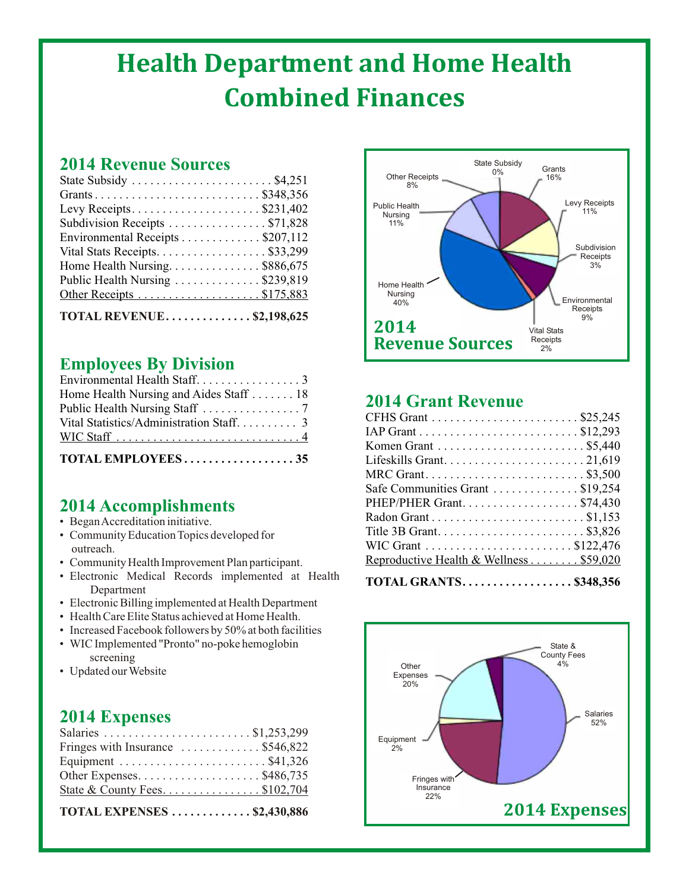# Health Department and Home Health Combined Finances

## 2014 Revenue Sources

| Source | Amount |
|---|---|
| State Subsidy | $4,251 |
| Grants | $348,356 |
| Levy Receipts | $231,402 |
| Subdivision Receipts | $71,828 |
| Environmental Receipts | $207,112 |
| Vital Stats Receipts | $33,299 |
| Home Health Nursing | $886,675 |
| Public Health Nursing | $239,819 |
| Other Receipts | $175,883 |
| **TOTAL REVENUE** | **$2,198,625** |

**2014 Revenue Sources**

State Subsidy 0%, Grants 16%, Levy Receipts 11%, Subdivision Receipts 3%, Environmental Receipts 9%, Vital Stats Receipts 2%, Home Health Nursing 40%, Public Health Nursing 11%, Other Receipts 8%

## Employees By Division

| Division | Staff |
|---|---|
| Environmental Health Staff | 3 |
| Home Health Nursing and Aides Staff | 18 |
| Public Health Nursing Staff | 7 |
| Vital Statistics/Administration Staff | 3 |
| WIC Staff | 4 |
| **TOTAL EMPLOYEES** | **35** |

## 2014 Grant Revenue

| Grant | Amount |
|---|---|
| CFHS Grant | $25,245 |
| IAP Grant | $12,293 |
| Komen Grant | $5,440 |
| Lifeskills Grant | 21,619 |
| MRC Grant | $3,500 |
| Safe Communities Grant | $19,254 |
| PHEP/PHER Grant | $74,430 |
| Radon Grant | $1,153 |
| Title 3B Grant | $3,826 |
| WIC Grant | $122,476 |
| Reproductive Health & Wellness | $59,020 |
| **TOTAL GRANTS** | **$348,356** |

## 2014 Accomplishments

- Began Accreditation initiative.
- Community Education Topics developed for outreach.
- Community Health Improvement Plan participant.
- Electronic Medical Records implemented at Health Department
- Electronic Billing implemented at Health Department
- Health Care Elite Status achieved at Home Health.
- Increased Facebook followers by 50% at both facilities
- WIC Implemented "Pronto" no-poke hemoglobin screening
- Updated our Website

## 2014 Expenses

| Expense | Amount |
|---|---|
| Salaries | $1,253,299 |
| Fringes with Insurance | $546,822 |
| Equipment | $41,326 |
| Other Expenses | $486,735 |
| State & County Fees | $102,704 |
| **TOTAL EXPENSES** | **$2,430,886** |

**2014 Expenses**

State & County Fees 4%, Salaries 52%, Fringes with Insurance 22%, Equipment 2%, Other Expenses 20%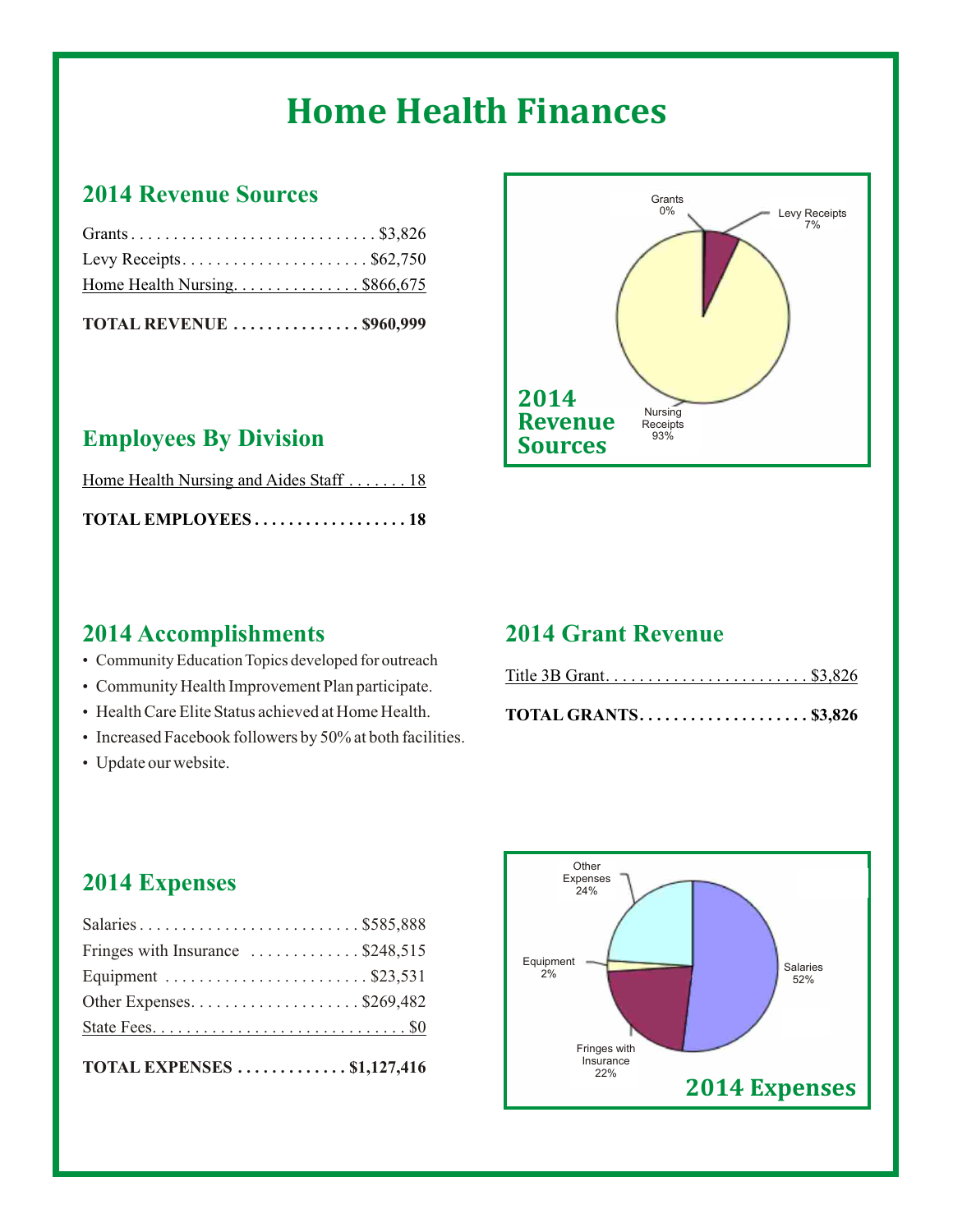# Home Health Finances

## 2014 Revenue Sources

| Source | Amount |
|---|---|
| Grants | $3,826 |
| Levy Receipts | $62,750 |
| Home Health Nursing | $866,675 |
| **TOTAL REVENUE** | **$960,999** |

**2014 Revenue Sources**

Grants 0%
Levy Receipts 7%
Nursing Receipts 93%

## Employees By Division

| Division | Count |
|---|---|
| Home Health Nursing and Aides Staff | 18 |
| **TOTAL EMPLOYEES** | **18** |

## 2014 Accomplishments

- Community Education Topics developed for outreach
- Community Health Improvement Plan participate.
- Health Care Elite Status achieved at Home Health.
- Increased Facebook followers by 50% at both facilities.
- Update our website.

## 2014 Grant Revenue

| Grant | Amount |
|---|---|
| Title 3B Grant | $3,826 |
| **TOTAL GRANTS** | **$3,826** |

## 2014 Expenses

| Expense | Amount |
|---|---|
| Salaries | $585,888 |
| Fringes with Insurance | $248,515 |
| Equipment | $23,531 |
| Other Expenses | $269,482 |
| State Fees | $0 |
| **TOTAL EXPENSES** | **$1,127,416** |

**2014 Expenses**

Other Expenses 24%
Equipment 2%
Salaries 52%
Fringes with Insurance 22%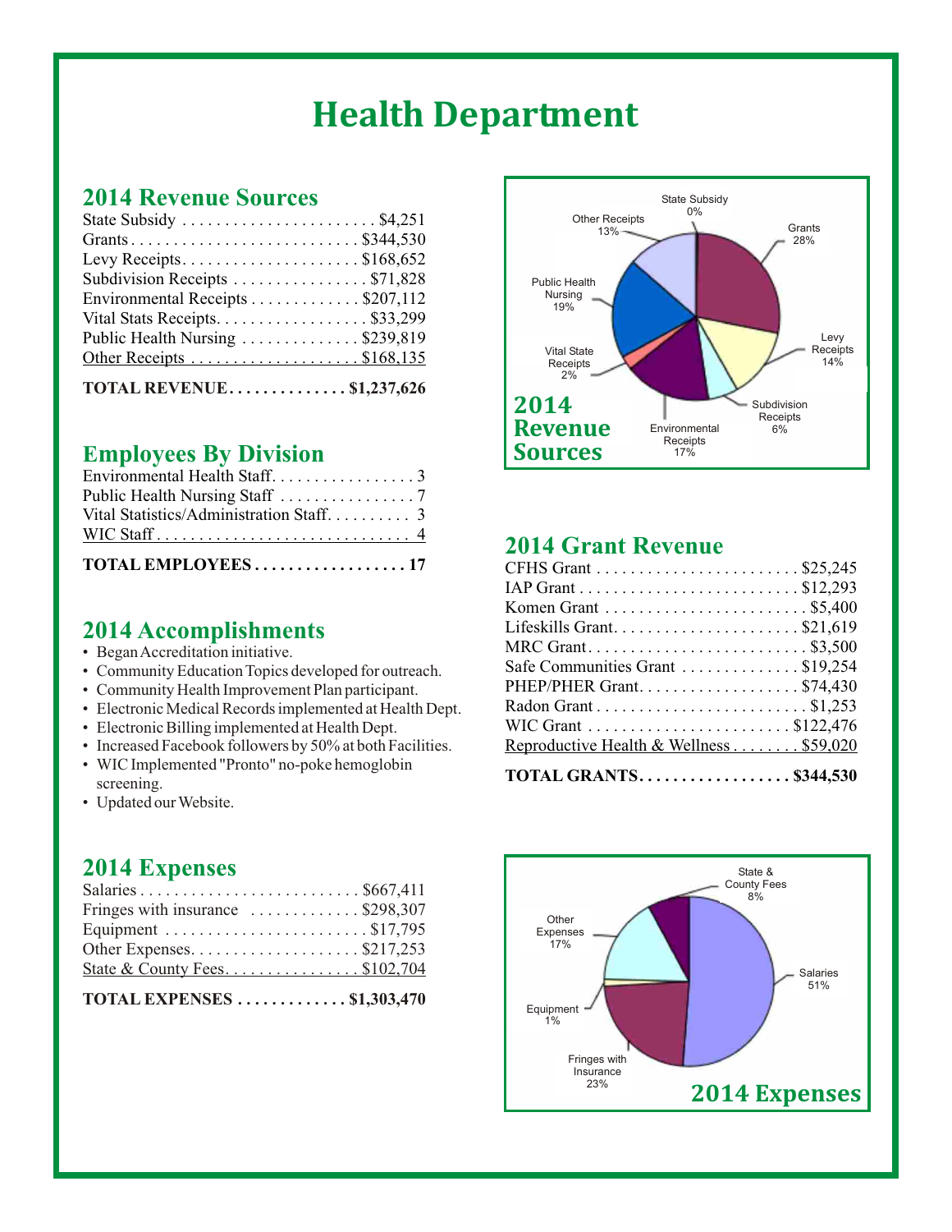# Health Department

## 2014 Revenue Sources

| Source | Amount |
|---|---|
| State Subsidy | $4,251 |
| Grants | $344,530 |
| Levy Receipts | $168,652 |
| Subdivision Receipts | $71,828 |
| Environmental Receipts | $207,112 |
| Vital Stats Receipts | $33,299 |
| Public Health Nursing | $239,819 |
| Other Receipts | $168,135 |
| **TOTAL REVENUE** | **$1,237,626** |

**2014 Revenue Sources**

State Subsidy 0%
Grants 28%
Levy Receipts 14%
Subdivision Receipts 6%
Environmental Receipts 17%
Vital State Receipts 2%
Public Health Nursing 19%
Other Receipts 13%

## Employees By Division

| Division | Count |
|---|---|
| Environmental Health Staff | 3 |
| Public Health Nursing Staff | 7 |
| Vital Statistics/Administration Staff | 3 |
| WIC Staff | 4 |
| **TOTAL EMPLOYEES** | **17** |

## 2014 Grant Revenue

| Grant | Amount |
|---|---|
| CFHS Grant | $25,245 |
| IAP Grant | $12,293 |
| Komen Grant | $5,400 |
| Lifeskills Grant | $21,619 |
| MRC Grant | $3,500 |
| Safe Communities Grant | $19,254 |
| PHEP/PHER Grant | $74,430 |
| Radon Grant | $1,253 |
| WIC Grant | $122,476 |
| Reproductive Health & Wellness | $59,020 |
| **TOTAL GRANTS** | **$344,530** |

## 2014 Accomplishments

- Began Accreditation initiative.
- Community Education Topics developed for outreach.
- Community Health Improvement Plan participant.
- Electronic Medical Records implemented at Health Dept.
- Electronic Billing implemented at Health Dept.
- Increased Facebook followers by 50% at both Facilities.
- WIC Implemented "Pronto" no-poke hemoglobin screening.
- Updated our Website.

## 2014 Expenses

| Expense | Amount |
|---|---|
| Salaries | $667,411 |
| Fringes with insurance | $298,307 |
| Equipment | $17,795 |
| Other Expenses | $217,253 |
| State & County Fees | $102,704 |
| **TOTAL EXPENSES** | **$1,303,470** |

**2014 Expenses**

State & County Fees 8%
Salaries 51%
Fringes with Insurance 23%
Equipment 1%
Other Expenses 17%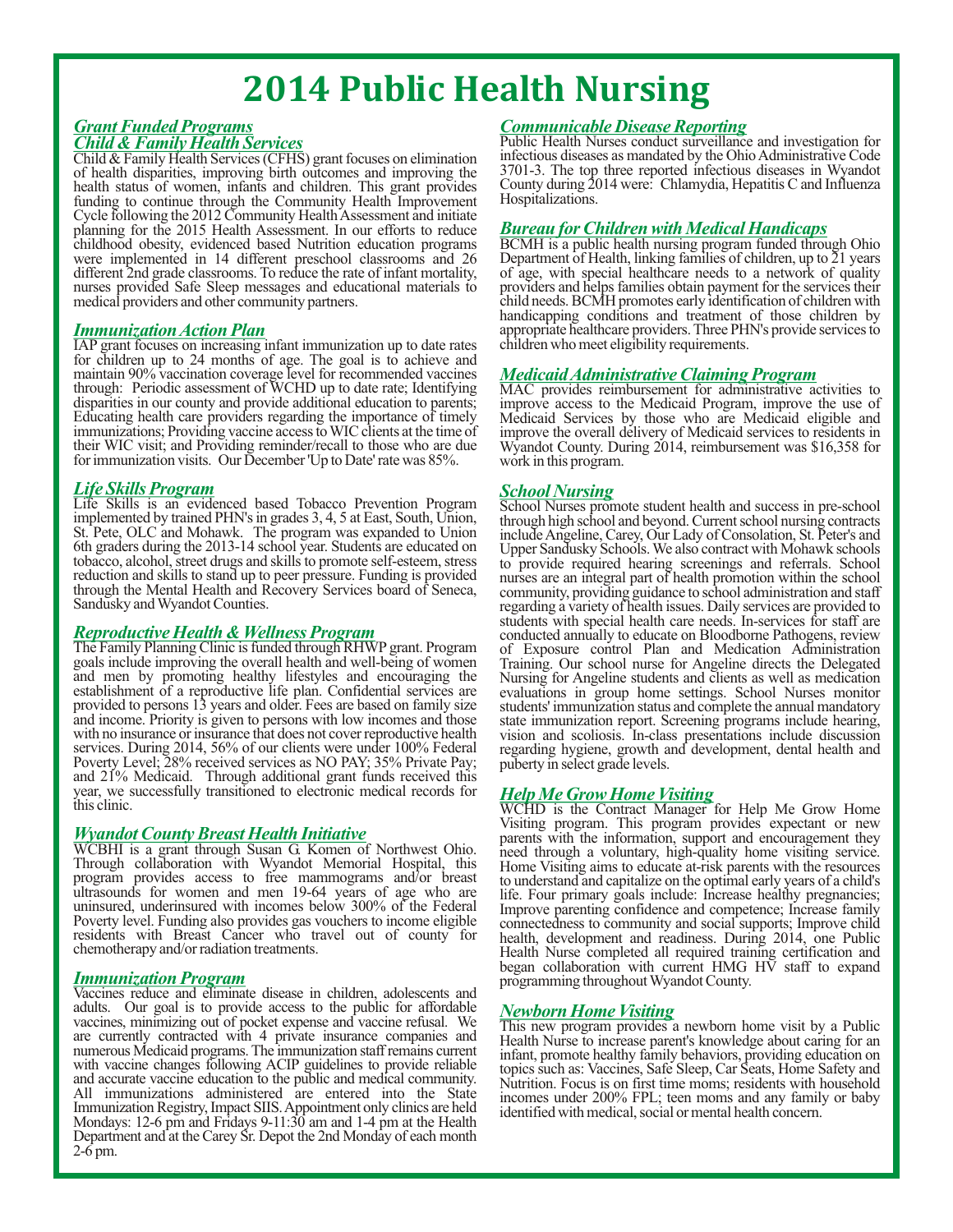# 2014 Public Health Nursing

## *Grant Funded Programs*

### *Child & Family Health Services*

Child & Family Health Services (CFHS) grant focuses on elimination of health disparities, improving birth outcomes and improving the health status of women, infants and children. This grant provides funding to continue through the Community Health Improvement Cycle following the 2012 Community Health Assessment and initiate planning for the 2015 Health Assessment. In our efforts to reduce childhood obesity, evidenced based Nutrition education programs were implemented in 14 different preschool classrooms and 26 different 2nd grade classrooms. To reduce the rate of infant mortality, nurses provided Safe Sleep messages and educational materials to medical providers and other community partners.

### *Immunization Action Plan*

IAP grant focuses on increasing infant immunization up to date rates for children up to 24 months of age. The goal is to achieve and maintain 90% vaccination coverage level for recommended vaccines through: Periodic assessment of WCHD up to date rate; Identifying disparities in our county and provide additional education to parents; Educating health care providers regarding the importance of timely immunizations; Providing vaccine access to WIC clients at the time of their WIC visit; and Providing reminder/recall to those who are due for immunization visits. Our December 'Up to Date' rate was 85%.

### *Life Skills Program*

Life Skills is an evidenced based Tobacco Prevention Program implemented by trained PHN's in grades 3, 4, 5 at East, South, Union, St. Pete, OLC and Mohawk. The program was expanded to Union 6th graders during the 2013-14 school year. Students are educated on tobacco, alcohol, street drugs and skills to promote self-esteem, stress reduction and skills to stand up to peer pressure. Funding is provided through the Mental Health and Recovery Services board of Seneca, Sandusky and Wyandot Counties.

### *Reproductive Health & Wellness Program*

The Family Planning Clinic is funded through RHWP grant. Program goals include improving the overall health and well-being of women and men by promoting healthy lifestyles and encouraging the establishment of a reproductive life plan. Confidential services are provided to persons 13 years and older. Fees are based on family size and income. Priority is given to persons with low incomes and those with no insurance or insurance that does not cover reproductive health services. During 2014, 56% of our clients were under 100% Federal Poverty Level; 28% received services as NO PAY; 35% Private Pay; and 21% Medicaid. Through additional grant funds received this year, we successfully transitioned to electronic medical records for this clinic.

### *Wyandot County Breast Health Initiative*

WCBHI is a grant through Susan G. Komen of Northwest Ohio. Through collaboration with Wyandot Memorial Hospital, this program provides access to free mammograms and/or breast ultrasounds for women and men 19-64 years of age who are uninsured, underinsured with incomes below 300% of the Federal Poverty level. Funding also provides gas vouchers to income eligible residents with Breast Cancer who travel out of county for chemotherapy and/or radiation treatments.

### *Immunization Program*

Vaccines reduce and eliminate disease in children, adolescents and adults. Our goal is to provide access to the public for affordable vaccines, minimizing out of pocket expense and vaccine refusal. We are currently contracted with 4 private insurance companies and numerous Medicaid programs. The immunization staff remains current with vaccine changes following ACIP guidelines to provide reliable and accurate vaccine education to the public and medical community. All immunizations administered are entered into the State Immunization Registry, Impact SIIS. Appointment only clinics are held Mondays: 12-6 pm and Fridays 9-11:30 am and 1-4 pm at the Health Department and at the Carey Sr. Depot the 2nd Monday of each month 2-6 pm.

### *Communicable Disease Reporting*

Public Health Nurses conduct surveillance and investigation for infectious diseases as mandated by the Ohio Administrative Code 3701-3. The top three reported infectious diseases in Wyandot County during 2014 were: Chlamydia, Hepatitis C and Influenza Hospitalizations.

### *Bureau for Children with Medical Handicaps*

BCMH is a public health nursing program funded through Ohio Department of Health, linking families of children, up to 21 years of age, with special healthcare needs to a network of quality providers and helps families obtain payment for the services their child needs. BCMH promotes early identification of children with handicapping conditions and treatment of those children by appropriate healthcare providers. Three PHN's provide services to children who meet eligibility requirements.

### *Medicaid Administrative Claiming Program*

MAC provides reimbursement for administrative activities to improve access to the Medicaid Program, improve the use of Medicaid Services by those who are Medicaid eligible and improve the overall delivery of Medicaid services to residents in Wyandot County. During 2014, reimbursement was $16,358 for work in this program.

### *School Nursing*

School Nurses promote student health and success in pre-school through high school and beyond. Current school nursing contracts include Angeline, Carey, Our Lady of Consolation, St. Peter's and Upper Sandusky Schools. We also contract with Mohawk schools to provide required hearing screenings and referrals. School nurses are an integral part of health promotion within the school community, providing guidance to school administration and staff regarding a variety of health issues. Daily services are provided to students with special health care needs. In-services for staff are conducted annually to educate on Bloodborne Pathogens, review of Exposure control Plan and Medication Administration Training. Our school nurse for Angeline directs the Delegated Nursing for Angeline students and clients as well as medication evaluations in group home settings. School Nurses monitor students' immunization status and complete the annual mandatory state immunization report. Screening programs include hearing, vision and scoliosis. In-class presentations include discussion regarding hygiene, growth and development, dental health and puberty in select grade levels.

### *Help Me Grow Home Visiting*

WCHD is the Contract Manager for Help Me Grow Home Visiting program. This program provides expectant or new parents with the information, support and encouragement they need through a voluntary, high-quality home visiting service. Home Visiting aims to educate at-risk parents with the resources to understand and capitalize on the optimal early years of a child's life. Four primary goals include: Increase healthy pregnancies; Improve parenting confidence and competence; Increase family connectedness to community and social supports; Improve child health, development and readiness. During 2014, one Public Health Nurse completed all required training certification and began collaboration with current HMG HV staff to expand programming throughout Wyandot County.

### *Newborn Home Visiting*

This new program provides a newborn home visit by a Public Health Nurse to increase parent's knowledge about caring for an infant, promote healthy family behaviors, providing education on topics such as: Vaccines, Safe Sleep, Car Seats, Home Safety and Nutrition. Focus is on first time moms; residents with household incomes under 200% FPL; teen moms and any family or baby identified with medical, social or mental health concern.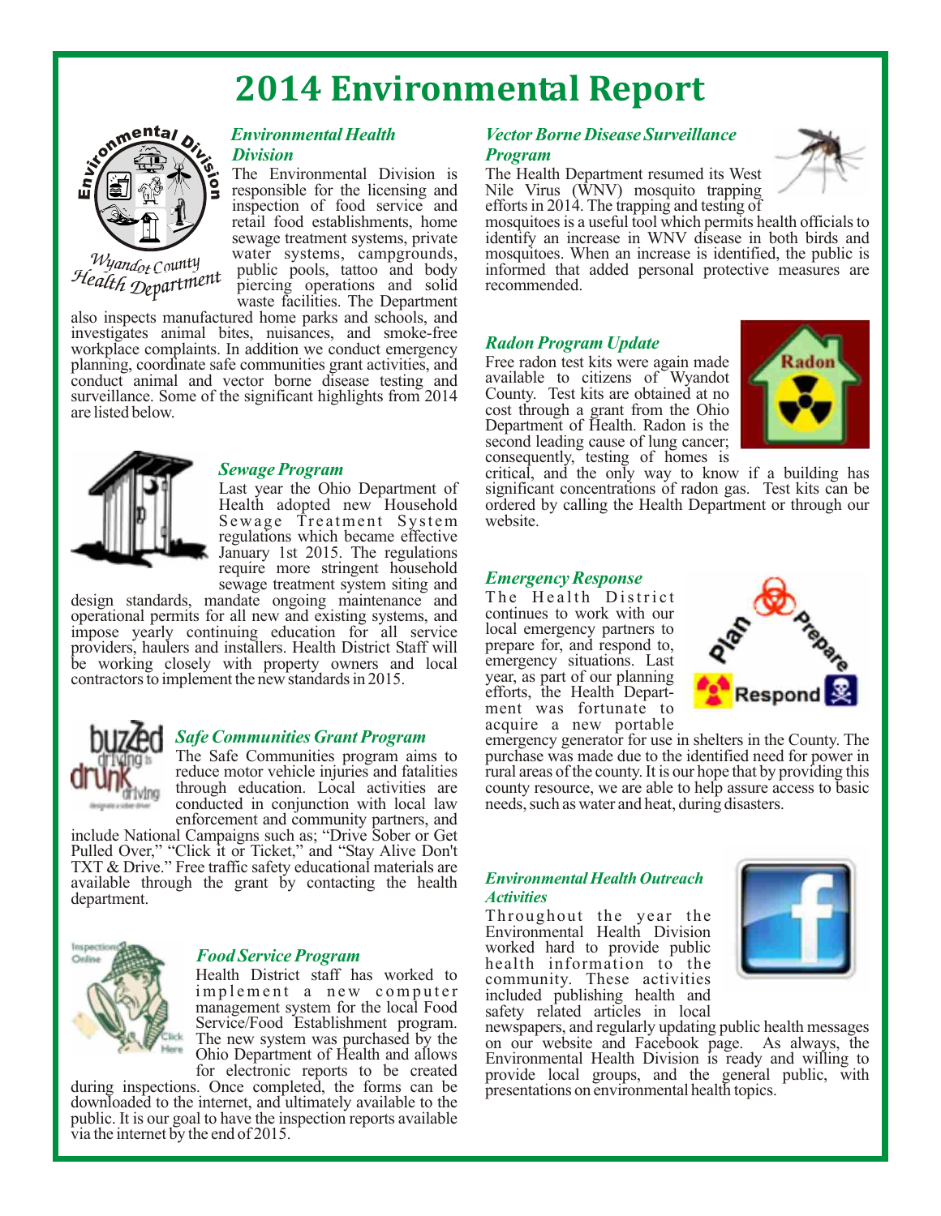# 2014 Environmental Report

### *Environmental Health Division*

The Environmental Division is responsible for the licensing and inspection of food service and retail food establishments, home sewage treatment systems, private water systems, campgrounds, public pools, tattoo and body piercing operations and solid waste facilities. The Department also inspects manufactured home parks and schools, and investigates animal bites, nuisances, and smoke-free workplace complaints. In addition we conduct emergency planning, coordinate safe communities grant activities, and conduct animal and vector borne disease testing and surveillance. Some of the significant highlights from 2014 are listed below.

### *Sewage Program*

Last year the Ohio Department of Health adopted new Household Sewage Treatment System regulations which became effective January 1st 2015. The regulations require more stringent household sewage treatment system siting and design standards, mandate ongoing maintenance and operational permits for all new and existing systems, and impose yearly continuing education for all service providers, haulers and installers. Health District Staff will be working closely with property owners and local contractors to implement the new standards in 2015.

### *Safe Communities Grant Program*

The Safe Communities program aims to reduce motor vehicle injuries and fatalities through education. Local activities are conducted in conjunction with local law enforcement and community partners, and include National Campaigns such as; "Drive Sober or Get Pulled Over," "Click it or Ticket," and "Stay Alive Don't TXT & Drive." Free traffic safety educational materials are available through the grant by contacting the health department.

### *Food Service Program*

Health District staff has worked to implement a new computer management system for the local Food Service/Food Establishment program. The new system was purchased by the Ohio Department of Health and allows for electronic reports to be created during inspections. Once completed, the forms can be downloaded to the internet, and ultimately available to the public. It is our goal to have the inspection reports available via the internet by the end of 2015.

### *Vector Borne Disease Surveillance Program*

The Health Department resumed its West Nile Virus (WNV) mosquito trapping efforts in 2014. The trapping and testing of mosquitoes is a useful tool which permits health officials to identify an increase in WNV disease in both birds and mosquitoes. When an increase is identified, the public is informed that added personal protective measures are recommended.

### *Radon Program Update*

Free radon test kits were again made available to citizens of Wyandot County. Test kits are obtained at no cost through a grant from the Ohio Department of Health. Radon is the second leading cause of lung cancer; consequently, testing of homes is critical, and the only way to know if a building has significant concentrations of radon gas. Test kits can be ordered by calling the Health Department or through our website.

### *Emergency Response*

The Health District continues to work with our local emergency partners to prepare for, and respond to, emergency situations. Last year, as part of our planning efforts, the Health Department was fortunate to acquire a new portable emergency generator for use in shelters in the County. The purchase was made due to the identified need for power in rural areas of the county. It is our hope that by providing this county resource, we are able to help assure access to basic needs, such as water and heat, during disasters.

### *Environmental Health Outreach Activities*

Throughout the year the Environmental Health Division worked hard to provide public health information to the community. These activities included publishing health and safety related articles in local newspapers, and regularly updating public health messages on our website and Facebook page. As always, the Environmental Health Division is ready and willing to provide local groups, and the general public, with presentations on environmental health topics.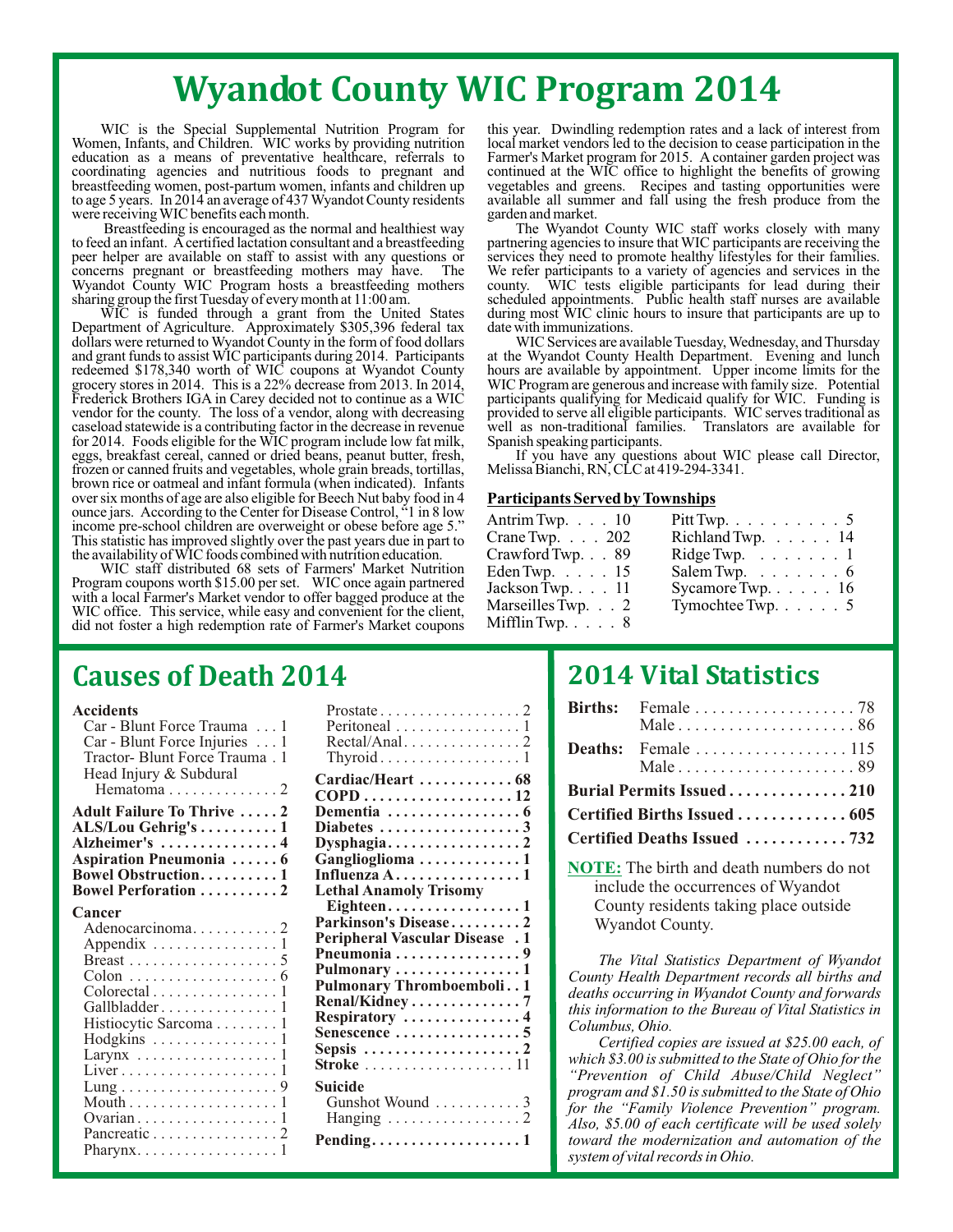# Wyandot County WIC Program 2014

WIC is the Special Supplemental Nutrition Program for Women, Infants, and Children. WIC works by providing nutrition education as a means of preventative healthcare, referrals to coordinating agencies and nutritious foods to pregnant and breastfeeding women, post-partum women, infants and children up to age 5 years. In 2014 an average of 437 Wyandot County residents were receiving WIC benefits each month.

Breastfeeding is encouraged as the normal and healthiest way to feed an infant. A certified lactation consultant and a breastfeeding peer helper are available on staff to assist with any questions or concerns pregnant or breastfeeding mothers may have. The Wyandot County WIC Program hosts a breastfeeding mothers sharing group the first Tuesday of every month at 11:00 am.

WIC is funded through a grant from the United States Department of Agriculture. Approximately $305,396 federal tax dollars were returned to Wyandot County in the form of food dollars and grant funds to assist WIC participants during 2014. Participants redeemed $178,340 worth of WIC coupons at Wyandot County grocery stores in 2014. This is a 22% decrease from 2013. In 2014, Frederick Brothers IGA in Carey decided not to continue as a WIC vendor for the county. The loss of a vendor, along with decreasing caseload statewide is a contributing factor in the decrease in revenue for 2014. Foods eligible for the WIC program include low fat milk, eggs, breakfast cereal, canned or dried beans, peanut butter, fresh, frozen or canned fruits and vegetables, whole grain breads, tortillas, brown rice or oatmeal and infant formula (when indicated). Infants over six months of age are also eligible for Beech Nut baby food in 4 ounce jars. According to the Center for Disease Control, "1 in 8 low income pre-school children are overweight or obese before age 5." This statistic has improved slightly over the past years due in part to the availability of WIC foods combined with nutrition education.

WIC staff distributed 68 sets of Farmers' Market Nutrition Program coupons worth $15.00 per set. WIC once again partnered with a local Farmer's Market vendor to offer bagged produce at the WIC office. This service, while easy and convenient for the client, did not foster a high redemption rate of Farmer's Market coupons this year. Dwindling redemption rates and a lack of interest from local market vendors led to the decision to cease participation in the Farmer's Market program for 2015. A container garden project was continued at the WIC office to highlight the benefits of growing vegetables and greens. Recipes and tasting opportunities were available all summer and fall using the fresh produce from the garden and market.

The Wyandot County WIC staff works closely with many partnering agencies to insure that WIC participants are receiving the services they need to promote healthy lifestyles for their families. We refer participants to a variety of agencies and services in the county. WIC tests eligible participants for lead during their scheduled appointments. Public health staff nurses are available during most WIC clinic hours to insure that participants are up to date with immunizations.

WIC Services are available Tuesday, Wednesday, and Thursday at the Wyandot County Health Department. Evening and lunch hours are available by appointment. Upper income limits for the WIC Program are generous and increase with family size. Potential participants qualifying for Medicaid qualify for WIC. Funding is provided to serve all eligible participants. WIC serves traditional as well as non-traditional families. Translators are available for Spanish speaking participants.

If you have any questions about WIC please call Director, Melissa Bianchi, RN, CLC at 419-294-3341.

**Participants Served by Townships**

| Township | Participants | Township | Participants |
|---|---|---|---|
| Antrim Twp. | 10 | Pitt Twp. | 5 |
| Crane Twp. | 202 | Richland Twp. | 14 |
| Crawford Twp. | 89 | Ridge Twp. | 1 |
| Eden Twp. | 15 | Salem Twp. | 6 |
| Jackson Twp. | 11 | Sycamore Twp. | 16 |
| Marseilles Twp. | 2 | Tymochtee Twp. | 5 |
| Mifflin Twp. | 8 | | |

## Causes of Death 2014

**Accidents**
- Car - Blunt Force Trauma . . . 1
- Car - Blunt Force Injuries . . . 1
- Tractor- Blunt Force Trauma . 1
- Head Injury & Subdural Hematoma . . . 2

**Adult Failure To Thrive . . . 2**
**ALS/Lou Gehrig's . . . 1**
**Alzheimer's . . . 4**
**Aspiration Pneumonia . . . 6**
**Bowel Obstruction . . . 1**
**Bowel Perforation . . . 2**

**Cancer**
- Adenocarcinoma . . . 2
- Appendix . . . 1
- Breast . . . 5
- Colon . . . 6
- Colorectal . . . 1
- Gallbladder . . . 1
- Histiocytic Sarcoma . . . 1
- Hodgkins . . . 1
- Larynx . . . 1
- Liver . . . 1
- Lung . . . 9
- Mouth . . . 1
- Ovarian . . . 1
- Pancreatic . . . 2
- Pharynx . . . 1
- Prostate . . . 2
- Peritoneal . . . 1
- Rectal/Anal . . . 2
- Thyroid . . . 1

**Cardiac/Heart . . . 68**
**COPD . . . 12**
**Dementia . . . 6**
**Diabetes . . . 3**
**Dysphagia . . . 2**
**Ganglioglioma . . . 1**
**Influenza A . . . 1**
**Lethal Anamoly Trisomy Eighteen . . . 1**
**Parkinson's Disease . . . 2**
**Peripheral Vascular Disease . 1**
**Pneumonia . . . 9**
**Pulmonary . . . 1**
**Pulmonary Thromboemboli . . 1**
**Renal/Kidney . . . 7**
**Respiratory . . . 4**
**Senescence . . . 5**
**Sepsis . . . 2**
**Stroke . . . 11**

**Suicide**
- Gunshot Wound . . . 3
- Hanging . . . 2

**Pending . . . 1**

## 2014 Vital Statistics

| | | |
|---|---|---|
| **Births:** | Female | 78 |
| | Male | 86 |
| **Deaths:** | Female | 115 |
| | Male | 89 |
| **Burial Permits Issued** | | **210** |
| **Certified Births Issued** | | **605** |
| **Certified Deaths Issued** | | **732** |

**NOTE:** The birth and death numbers do not include the occurrences of Wyandot County residents taking place outside Wyandot County.

*The Vital Statistics Department of Wyandot County Health Department records all births and deaths occurring in Wyandot County and forwards this information to the Bureau of Vital Statistics in Columbus, Ohio.*

*Certified copies are issued at $25.00 each, of which $3.00 is submitted to the State of Ohio for the "Prevention of Child Abuse/Child Neglect" program and $1.50 is submitted to the State of Ohio for the "Family Violence Prevention" program. Also, $5.00 of each certificate will be used solely toward the modernization and automation of the system of vital records in Ohio.*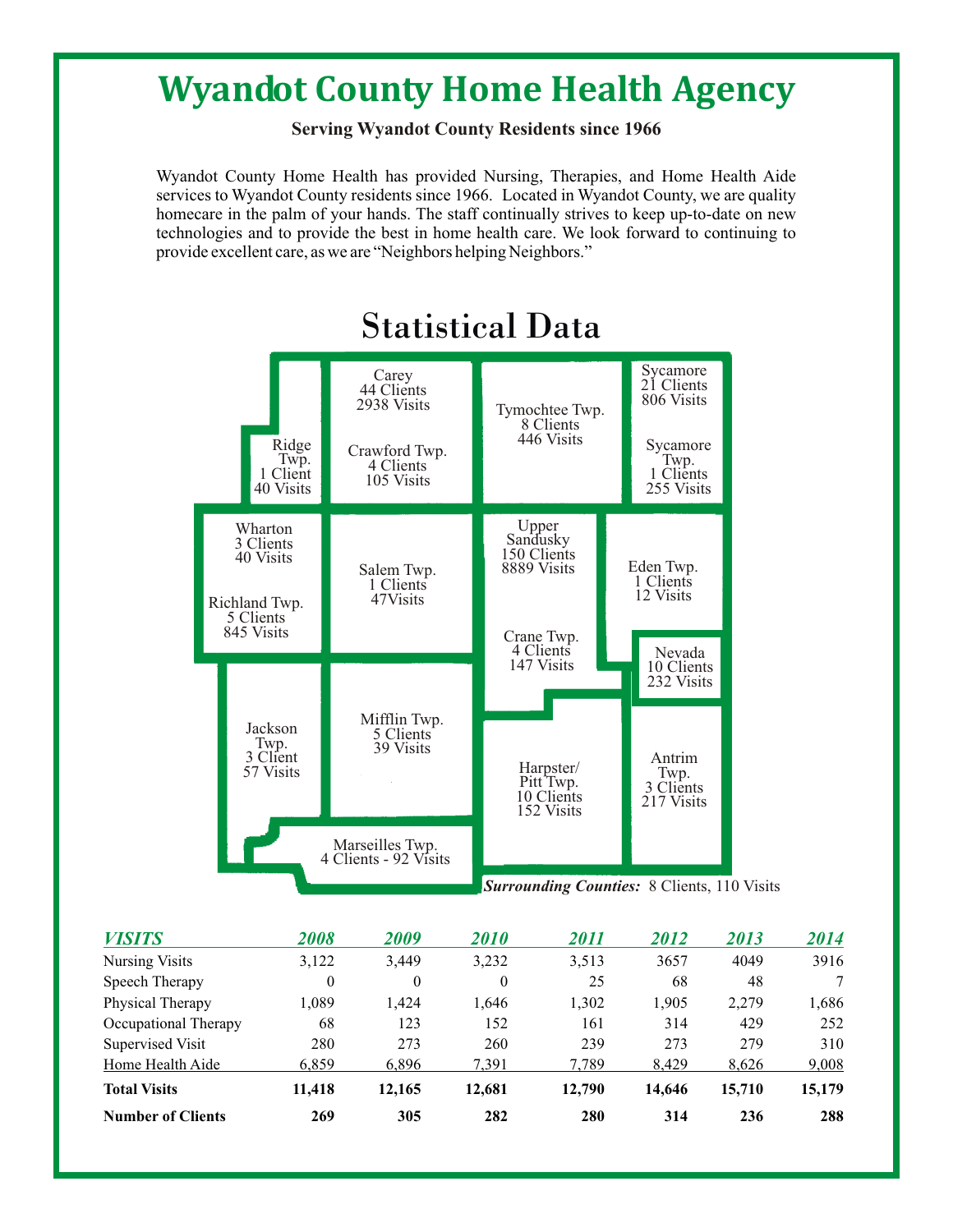# Wyandot County Home Health Agency

**Serving Wyandot County Residents since 1966**

Wyandot County Home Health has provided Nursing, Therapies, and Home Health Aide services to Wyandot County residents since 1966. Located in Wyandot County, we are quality homecare in the palm of your hands. The staff continually strives to keep up-to-date on new technologies and to provide the best in home health care. We look forward to continuing to provide excellent care, as we are "Neighbors helping Neighbors."

## Statistical Data

Ridge Twp.
1 Client
40 Visits

Carey
44 Clients
2938 Visits

Crawford Twp.
4 Clients
105 Visits

Tymochtee Twp.
8 Clients
446 Visits

Sycamore
21 Clients
806 Visits

Sycamore Twp.
1 Clients
255 Visits

Wharton
3 Clients
40 Visits

Richland Twp.
5 Clients
845 Visits

Salem Twp.
1 Clients
47Visits

Upper Sandusky
150 Clients
8889 Visits

Crane Twp.
4 Clients
147 Visits

Eden Twp.
1 Clients
12 Visits

Nevada
10 Clients
232 Visits

Jackson Twp.
3 Client
57 Visits

Mifflin Twp.
5 Clients
39 Visits

Harpster/ Pitt Twp.
10 Clients
152 Visits

Antrim Twp.
3 Clients
217 Visits

Marseilles Twp.
4 Clients - 92 Visits

***Surrounding Counties:*** 8 Clients, 110 Visits

| *VISITS* | *2008* | *2009* | *2010* | *2011* | *2012* | *2013* | *2014* |
|---|---|---|---|---|---|---|---|
| Nursing Visits | 3,122 | 3,449 | 3,232 | 3,513 | 3657 | 4049 | 3916 |
| Speech Therapy | 0 | 0 | 0 | 25 | 68 | 48 | 7 |
| Physical Therapy | 1,089 | 1,424 | 1,646 | 1,302 | 1,905 | 2,279 | 1,686 |
| Occupational Therapy | 68 | 123 | 152 | 161 | 314 | 429 | 252 |
| Supervised Visit | 280 | 273 | 260 | 239 | 273 | 279 | 310 |
| Home Health Aide | 6,859 | 6,896 | 7,391 | 7,789 | 8,429 | 8,626 | 9,008 |
| **Total Visits** | **11,418** | **12,165** | **12,681** | **12,790** | **14,646** | **15,710** | **15,179** |
| **Number of Clients** | **269** | **305** | **282** | **280** | **314** | **236** | **288** |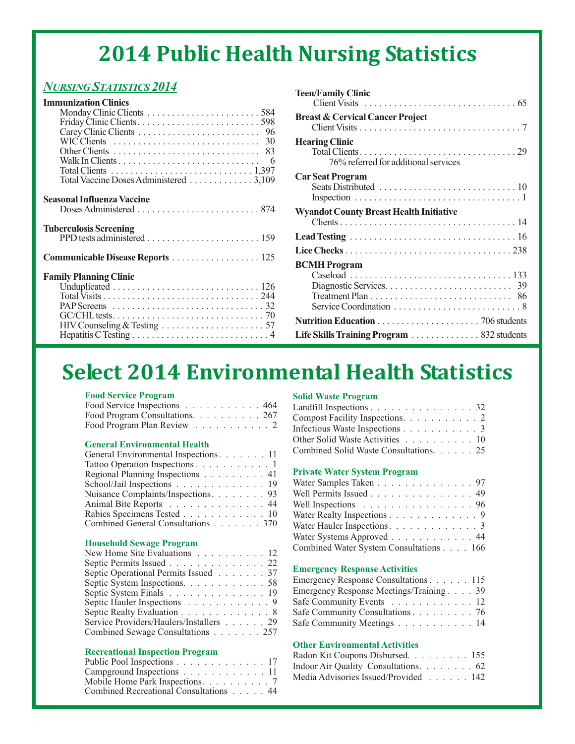# 2014 Public Health Nursing Statistics

## *NURSING STATISTICS 2014*

**Immunization Clinics**

- Monday Clinic Clients . . . . . . . . . . . . . . . . . . . . . . . 584
- Friday Clinic Clients . . . . . . . . . . . . . . . . . . . . . . . . 598
- Carey Clinic Clients . . . . . . . . . . . . . . . . . . . . . . . . 96
- WIC Clients . . . . . . . . . . . . . . . . . . . . . . . . . . . . 30
- Other Clients . . . . . . . . . . . . . . . . . . . . . . . . . . . 83
- Walk In Clients . . . . . . . . . . . . . . . . . . . . . . . . . . 6
- Total Clients . . . . . . . . . . . . . . . . . . . . . . . . . . 1,397
- Total Vaccine Doses Administered . . . . . . . . . . . . . 3,109

**Seasonal Influenza Vaccine**

- Doses Administered . . . . . . . . . . . . . . . . . . . . . . . . 874

**Tuberculosis Screening**

- PPD tests administered . . . . . . . . . . . . . . . . . . . . . . 159

**Communicable Disease Reports** . . . . . . . . . . . . . . . . . . 125

**Family Planning Clinic**

- Unduplicated . . . . . . . . . . . . . . . . . . . . . . . . . . . . 126
- Total Visits . . . . . . . . . . . . . . . . . . . . . . . . . . . . . 244
- PAP Screens . . . . . . . . . . . . . . . . . . . . . . . . . . . . 32
- GC/CHL tests . . . . . . . . . . . . . . . . . . . . . . . . . . . . 70
- HIV Counseling & Testing . . . . . . . . . . . . . . . . . . . . 57
- Hepatitis C Testing . . . . . . . . . . . . . . . . . . . . . . . . . 4

**Teen/Family Clinic**

- Client Visits . . . . . . . . . . . . . . . . . . . . . . . . . . . . . 65

**Breast & Cervical Cancer Project**

- Client Visits . . . . . . . . . . . . . . . . . . . . . . . . . . . . . 7

**Hearing Clinic**

- Total Clients . . . . . . . . . . . . . . . . . . . . . . . . . . . . . 29
- 76% referred for additional services

**Car Seat Program**

- Seats Distributed . . . . . . . . . . . . . . . . . . . . . . . . . . 10
- Inspection . . . . . . . . . . . . . . . . . . . . . . . . . . . . . . . 1

**Wyandot County Breast Health Initiative**

- Clients . . . . . . . . . . . . . . . . . . . . . . . . . . . . . . . . . 14

**Lead Testing** . . . . . . . . . . . . . . . . . . . . . . . . . . . . . . 16

**Lice Checks** . . . . . . . . . . . . . . . . . . . . . . . . . . . . . . 238

**BCMH Program**

- Caseload . . . . . . . . . . . . . . . . . . . . . . . . . . . . . . . 133
- Diagnostic Services . . . . . . . . . . . . . . . . . . . . . . . . . 39
- Treatment Plan . . . . . . . . . . . . . . . . . . . . . . . . . . . . 86
- Service Coordination . . . . . . . . . . . . . . . . . . . . . . . . 8

**Nutrition Education** . . . . . . . . . . . . . . . . . . . . 706 students

**Life Skills Training Program** . . . . . . . . . . . . . . 832 students

# Select 2014 Environmental Health Statistics

**Food Service Program**

- Food Service Inspections . . . . . . . . . . . 464
- Food Program Consultations . . . . . . . . . . 267
- Food Program Plan Review . . . . . . . . . . . 2

**General Environmental Health**

- General Environmental Inspections . . . . . . . 11
- Tattoo Operation Inspections . . . . . . . . . . . 1
- Regional Planning Inspections . . . . . . . . . 41
- School/Jail Inspections . . . . . . . . . . . . . 19
- Nuisance Complaints/Inspections . . . . . . . . 93
- Animal Bite Reports . . . . . . . . . . . . . . 44
- Rabies Specimens Tested . . . . . . . . . . . . 10
- Combined General Consultations . . . . . . . 370

**Household Sewage Program**

- New Home Site Evaluations . . . . . . . . . . 12
- Septic Permits Issued . . . . . . . . . . . . . . 22
- Septic Operational Permits Issued . . . . . . . 37
- Septic System Inspections . . . . . . . . . . . 58
- Septic System Finals . . . . . . . . . . . . . . 19
- Septic Hauler Inspections . . . . . . . . . . . . 9
- Septic Realty Evaluation . . . . . . . . . . . . . 8
- Service Providers/Haulers/Installers . . . . . . 29
- Combined Sewage Consultations . . . . . . . 257

**Recreational Inspection Program**

- Public Pool Inspections . . . . . . . . . . . . . 17
- Campground Inspections . . . . . . . . . . . . 11
- Mobile Home Park Inspections . . . . . . . . . . 7
- Combined Recreational Consultations . . . . . 44

**Solid Waste Program**

- Landfill Inspections . . . . . . . . . . . . . . . 32
- Compost Facility Inspections . . . . . . . . . . . 2
- Infectious Waste Inspections . . . . . . . . . . . 3
- Other Solid Waste Activities . . . . . . . . . . 10
- Combined Solid Waste Consultations . . . . . . 25

**Private Water System Program**

- Water Samples Taken . . . . . . . . . . . . . . 97
- Well Permits Issued . . . . . . . . . . . . . . . 49
- Well Inspections . . . . . . . . . . . . . . . . 96
- Water Realty Inspections . . . . . . . . . . . . . 9
- Water Hauler Inspections . . . . . . . . . . . . . 3
- Water Systems Approved . . . . . . . . . . . . 44
- Combined Water System Consultations . . . . 166

**Emergency Response Activities**

- Emergency Response Consultations . . . . . . 115
- Emergency Response Meetings/Training . . . . 39
- Safe Community Events . . . . . . . . . . . . 12
- Safe Community Consultations . . . . . . . . . 76
- Safe Community Meetings . . . . . . . . . . . 14

**Other Environmental Activities**

- Radon Kit Coupons Disbursed . . . . . . . . . 155
- Indoor Air Quality Consultations . . . . . . . . 62
- Media Advisories Issued/Provided . . . . . . 142